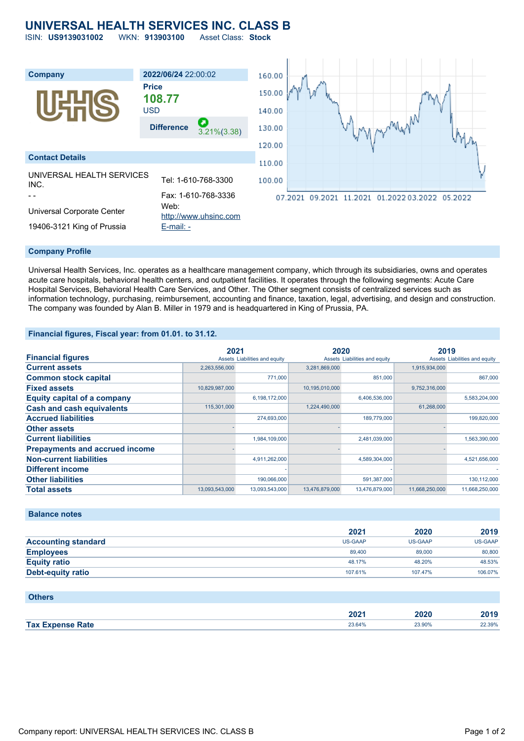# UNIVERSAL HEALTH SERVICES INC. CLASS B

ISIN: **US9139031002** WKN: **913903100** Asset Class: **Stock**

| Company | 2022/06/24 22:00:02 |
|---|---|
| | **Price** |
| | **108.77** |
| | USD |
| | **Difference** 3.21%(3.38) |

## Contact Details

| | |
|---|---|
| UNIVERSAL HEALTH SERVICES INC. | Tel: 1-610-768-3300 |
| - - | Fax: 1-610-768-3336 |
| Universal Corporate Center | Web: http://www.uhsinc.com |
| 19406-3121 King of Prussia | E-mail: - |

## Company Profile

Universal Health Services, Inc. operates as a healthcare management company, which through its subsidiaries, owns and operates acute care hospitals, behavioral health centers, and outpatient facilities. It operates through the following segments: Acute Care Hospital Services, Behavioral Health Care Services, and Other. The Other segment consists of centralized services such as information technology, purchasing, reimbursement, accounting and finance, taxation, legal, advertising, and design and construction. The company was founded by Alan B. Miller in 1979 and is headquartered in King of Prussia, PA.

## Financial figures, Fiscal year: from 01.01. to 31.12.

| Financial figures | 2021 | | 2020 | | 2019 | |
|---|---|---|---|---|---|---|
| | Assets | Liabilities and equity | Assets | Liabilities and equity | Assets | Liabilities and equity |
| **Current assets** | 2,263,556,000 | | 3,281,869,000 | | 1,915,934,000 | |
| **Common stock capital** | | 771,000 | | 851,000 | | 867,000 |
| **Fixed assets** | 10,829,987,000 | | 10,195,010,000 | | 9,752,316,000 | |
| **Equity capital of a company** | | 6,198,172,000 | | 6,406,536,000 | | 5,583,204,000 |
| **Cash and cash equivalents** | 115,301,000 | | 1,224,490,000 | | 61,268,000 | |
| **Accrued liabilities** | | 274,693,000 | | 189,779,000 | | 199,820,000 |
| **Other assets** | - | | - | | - | |
| **Current liabilities** | | 1,984,109,000 | | 2,481,039,000 | | 1,563,390,000 |
| **Prepayments and accrued income** | - | | - | | - | |
| **Non-current liabilities** | | 4,911,262,000 | | 4,589,304,000 | | 4,521,656,000 |
| **Different income** | | - | | - | | - |
| **Other liabilities** | | 190,066,000 | | 591,387,000 | | 130,112,000 |
| **Total assets** | 13,093,543,000 | 13,093,543,000 | 13,476,879,000 | 13,476,879,000 | 11,668,250,000 | 11,668,250,000 |

## Balance notes

| | 2021 | 2020 | 2019 |
|---|---|---|---|
| **Accounting standard** | US-GAAP | US-GAAP | US-GAAP |
| **Employees** | 89,400 | 89,000 | 80,800 |
| **Equity ratio** | 48.17% | 48.20% | 48.53% |
| **Debt-equity ratio** | 107.61% | 107.47% | 106.07% |

## Others

| | 2021 | 2020 | 2019 |
|---|---|---|---|
| **Tax Expense Rate** | 23.64% | 23.90% | 22.39% |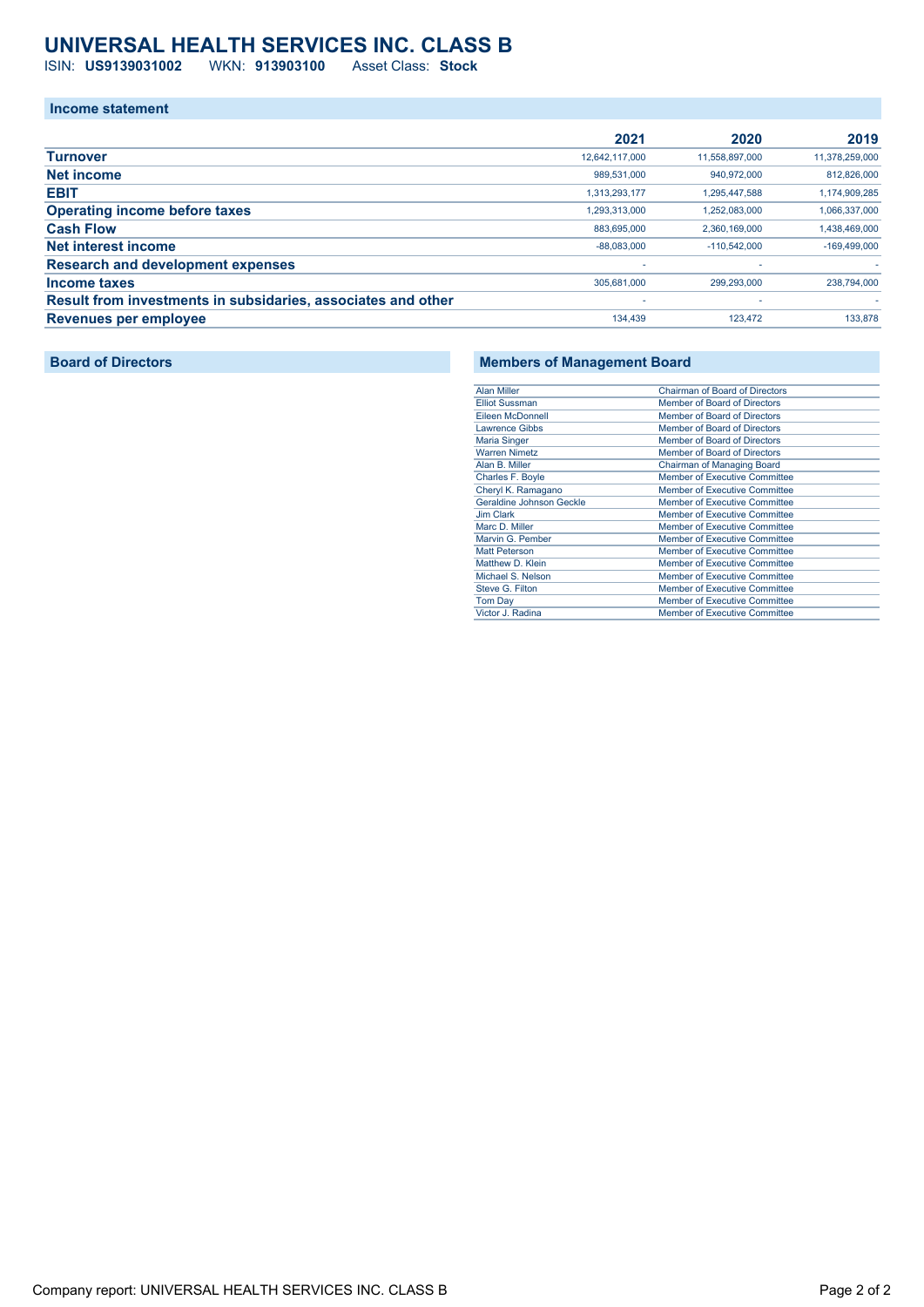# UNIVERSAL HEALTH SERVICES INC. CLASS B

ISIN: **US9139031002** WKN: **913903100** Asset Class: **Stock**

## Income statement

| | 2021 | 2020 | 2019 |
|---|---|---|---|
| **Turnover** | 12,642,117,000 | 11,558,897,000 | 11,378,259,000 |
| **Net income** | 989,531,000 | 940,972,000 | 812,826,000 |
| **EBIT** | 1,313,293,177 | 1,295,447,588 | 1,174,909,285 |
| **Operating income before taxes** | 1,293,313,000 | 1,252,083,000 | 1,066,337,000 |
| **Cash Flow** | 883,695,000 | 2,360,169,000 | 1,438,469,000 |
| **Net interest income** | -88,083,000 | -110,542,000 | -169,499,000 |
| **Research and development expenses** | - | - | - |
| **Income taxes** | 305,681,000 | 299,293,000 | 238,794,000 |
| **Result from investments in subsidaries, associates and other** | - | - | - |
| **Revenues per employee** | 134,439 | 123,472 | 133,878 |

## Board of Directors

## Members of Management Board

| | |
|---|---|
| Alan Miller | Chairman of Board of Directors |
| Elliot Sussman | Member of Board of Directors |
| Eileen McDonnell | Member of Board of Directors |
| Lawrence Gibbs | Member of Board of Directors |
| Maria Singer | Member of Board of Directors |
| Warren Nimetz | Member of Board of Directors |
| Alan B. Miller | Chairman of Managing Board |
| Charles F. Boyle | Member of Executive Committee |
| Cheryl K. Ramagano | Member of Executive Committee |
| Geraldine Johnson Geckle | Member of Executive Committee |
| Jim Clark | Member of Executive Committee |
| Marc D. Miller | Member of Executive Committee |
| Marvin G. Pember | Member of Executive Committee |
| Matt Peterson | Member of Executive Committee |
| Matthew D. Klein | Member of Executive Committee |
| Michael S. Nelson | Member of Executive Committee |
| Steve G. Filton | Member of Executive Committee |
| Tom Day | Member of Executive Committee |
| Victor J. Radina | Member of Executive Committee |